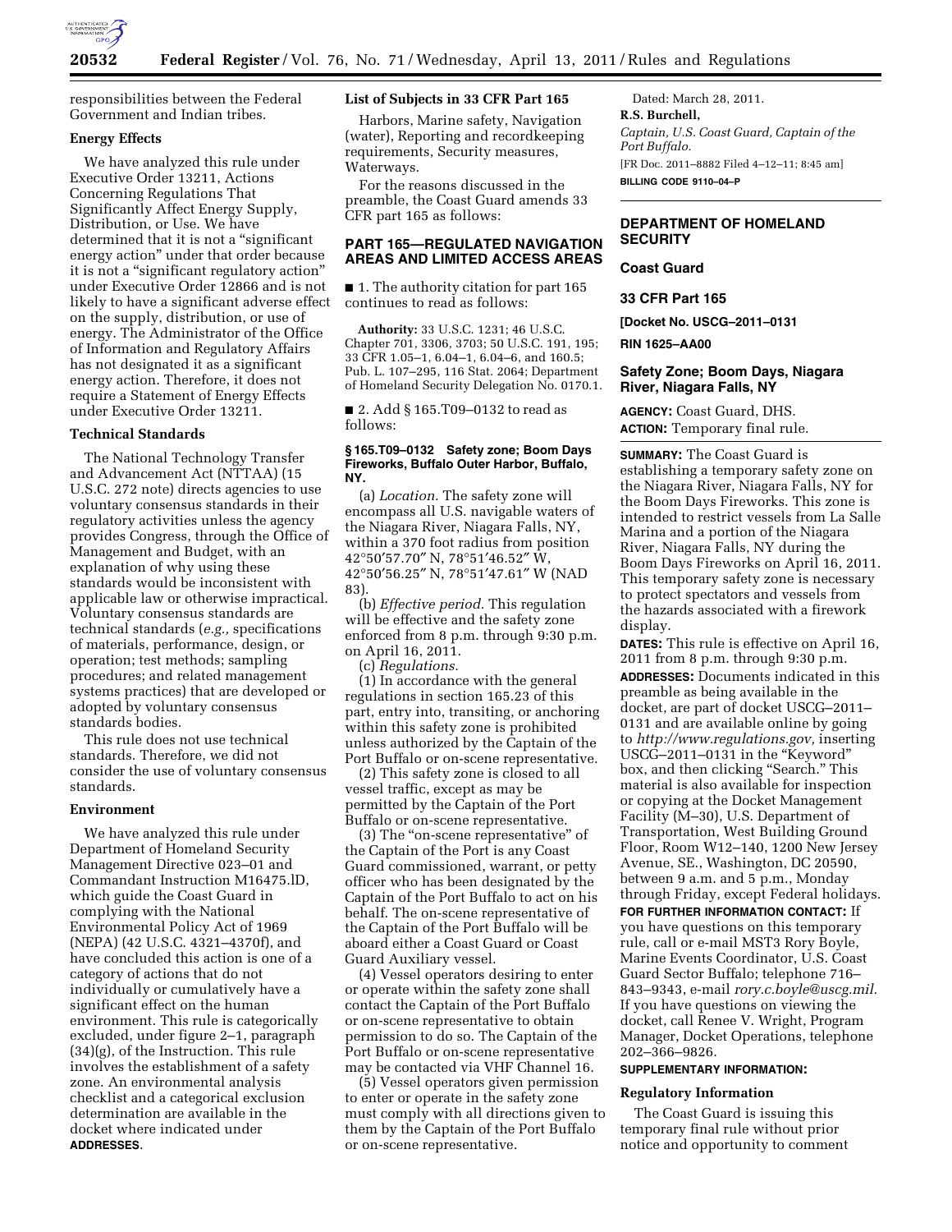responsibilities between the Federal Government and Indian tribes.

### Energy Effects

We have analyzed this rule under Executive Order 13211, Actions Concerning Regulations That Significantly Affect Energy Supply, Distribution, or Use. We have determined that it is not a "significant energy action" under that order because it is not a "significant regulatory action" under Executive Order 12866 and is not likely to have a significant adverse effect on the supply, distribution, or use of energy. The Administrator of the Office of Information and Regulatory Affairs has not designated it as a significant energy action. Therefore, it does not require a Statement of Energy Effects under Executive Order 13211.

### Technical Standards

The National Technology Transfer and Advancement Act (NTTAA) (15 U.S.C. 272 note) directs agencies to use voluntary consensus standards in their regulatory activities unless the agency provides Congress, through the Office of Management and Budget, with an explanation of why using these standards would be inconsistent with applicable law or otherwise impractical. Voluntary consensus standards are technical standards (*e.g.,* specifications of materials, performance, design, or operation; test methods; sampling procedures; and related management systems practices) that are developed or adopted by voluntary consensus standards bodies.

This rule does not use technical standards. Therefore, we did not consider the use of voluntary consensus standards.

### Environment

We have analyzed this rule under Department of Homeland Security Management Directive 023–01 and Commandant Instruction M16475.lD, which guide the Coast Guard in complying with the National Environmental Policy Act of 1969 (NEPA) (42 U.S.C. 4321–4370f), and have concluded this action is one of a category of actions that do not individually or cumulatively have a significant effect on the human environment. This rule is categorically excluded, under figure 2–1, paragraph (34)(g), of the Instruction. This rule involves the establishment of a safety zone. An environmental analysis checklist and a categorical exclusion determination are available in the docket where indicated under **ADDRESSES**.

### List of Subjects in 33 CFR Part 165

Harbors, Marine safety, Navigation (water), Reporting and recordkeeping requirements, Security measures, Waterways.

For the reasons discussed in the preamble, the Coast Guard amends 33 CFR part 165 as follows:

## PART 165—REGULATED NAVIGATION AREAS AND LIMITED ACCESS AREAS

■ 1. The authority citation for part 165 continues to read as follows:

**Authority:** 33 U.S.C. 1231; 46 U.S.C. Chapter 701, 3306, 3703; 50 U.S.C. 191, 195; 33 CFR 1.05–1, 6.04–1, 6.04–6, and 160.5; Pub. L. 107–295, 116 Stat. 2064; Department of Homeland Security Delegation No. 0170.1.

■ 2. Add § 165.T09–0132 to read as follows:

#### § 165.T09–0132 Safety zone; Boom Days Fireworks, Buffalo Outer Harbor, Buffalo, NY.

(a) *Location.* The safety zone will encompass all U.S. navigable waters of the Niagara River, Niagara Falls, NY, within a 370 foot radius from position 42°50′57.70″ N, 78°51′46.52″ W, 42°50′56.25″ N, 78°51′47.61″ W (NAD 83).

(b) *Effective period.* This regulation will be effective and the safety zone enforced from 8 p.m. through 9:30 p.m. on April 16, 2011.

(c) *Regulations.*

(1) In accordance with the general regulations in section 165.23 of this part, entry into, transiting, or anchoring within this safety zone is prohibited unless authorized by the Captain of the Port Buffalo or on-scene representative.

(2) This safety zone is closed to all vessel traffic, except as may be permitted by the Captain of the Port Buffalo or on-scene representative.

(3) The "on-scene representative" of the Captain of the Port is any Coast Guard commissioned, warrant, or petty officer who has been designated by the Captain of the Port Buffalo to act on his behalf. The on-scene representative of the Captain of the Port Buffalo will be aboard either a Coast Guard or Coast Guard Auxiliary vessel.

(4) Vessel operators desiring to enter or operate within the safety zone shall contact the Captain of the Port Buffalo or on-scene representative to obtain permission to do so. The Captain of the Port Buffalo or on-scene representative may be contacted via VHF Channel 16.

(5) Vessel operators given permission to enter or operate in the safety zone must comply with all directions given to them by the Captain of the Port Buffalo or on-scene representative.

Dated: March 28, 2011.

**R.S. Burchell,**

*Captain, U.S. Coast Guard, Captain of the Port Buffalo.*

[FR Doc. 2011–8882 Filed 4–12–11; 8:45 am]

**BILLING CODE 9110–04–P**

---

## DEPARTMENT OF HOMELAND SECURITY

### Coast Guard

### 33 CFR Part 165

**[Docket No. USCG–2011–0131**

**RIN 1625–AA00**

## Safety Zone; Boom Days, Niagara River, Niagara Falls, NY

**AGENCY:** Coast Guard, DHS.

**ACTION:** Temporary final rule.

**SUMMARY:** The Coast Guard is establishing a temporary safety zone on the Niagara River, Niagara Falls, NY for the Boom Days Fireworks. This zone is intended to restrict vessels from La Salle Marina and a portion of the Niagara River, Niagara Falls, NY during the Boom Days Fireworks on April 16, 2011. This temporary safety zone is necessary to protect spectators and vessels from the hazards associated with a firework display.

**DATES:** This rule is effective on April 16, 2011 from 8 p.m. through 9:30 p.m.

**ADDRESSES:** Documents indicated in this preamble as being available in the docket, are part of docket USCG–2011–0131 and are available online by going to *http://www.regulations.gov,* inserting USCG–2011–0131 in the "Keyword" box, and then clicking "Search." This material is also available for inspection or copying at the Docket Management Facility (M–30), U.S. Department of Transportation, West Building Ground Floor, Room W12–140, 1200 New Jersey Avenue, SE., Washington, DC 20590, between 9 a.m. and 5 p.m., Monday through Friday, except Federal holidays.

**FOR FURTHER INFORMATION CONTACT:** If you have questions on this temporary rule, call or e-mail MST3 Rory Boyle, Marine Events Coordinator, U.S. Coast Guard Sector Buffalo; telephone 716–843–9343, e-mail *rory.c.boyle@uscg.mil.* If you have questions on viewing the docket, call Renee V. Wright, Program Manager, Docket Operations, telephone 202–366–9826.

**SUPPLEMENTARY INFORMATION:**

### Regulatory Information

The Coast Guard is issuing this temporary final rule without prior notice and opportunity to comment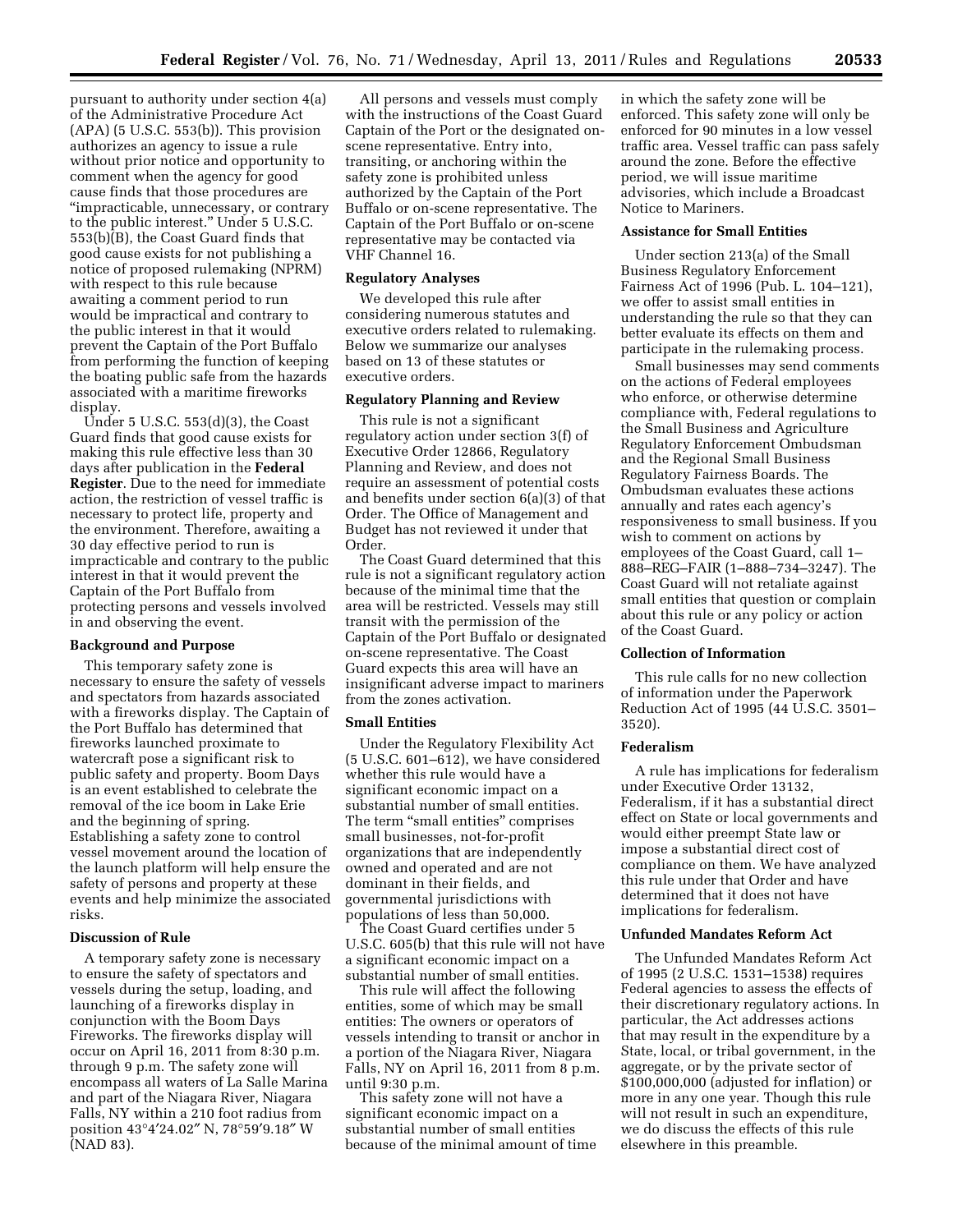pursuant to authority under section 4(a) of the Administrative Procedure Act (APA) (5 U.S.C. 553(b)). This provision authorizes an agency to issue a rule without prior notice and opportunity to comment when the agency for good cause finds that those procedures are "impracticable, unnecessary, or contrary to the public interest." Under 5 U.S.C. 553(b)(B), the Coast Guard finds that good cause exists for not publishing a notice of proposed rulemaking (NPRM) with respect to this rule because awaiting a comment period to run would be impractical and contrary to the public interest in that it would prevent the Captain of the Port Buffalo from performing the function of keeping the boating public safe from the hazards associated with a maritime fireworks display.

Under 5 U.S.C. 553(d)(3), the Coast Guard finds that good cause exists for making this rule effective less than 30 days after publication in the **Federal Register**. Due to the need for immediate action, the restriction of vessel traffic is necessary to protect life, property and the environment. Therefore, awaiting a 30 day effective period to run is impracticable and contrary to the public interest in that it would prevent the Captain of the Port Buffalo from protecting persons and vessels involved in and observing the event.

**Background and Purpose**

This temporary safety zone is necessary to ensure the safety of vessels and spectators from hazards associated with a fireworks display. The Captain of the Port Buffalo has determined that fireworks launched proximate to watercraft pose a significant risk to public safety and property. Boom Days is an event established to celebrate the removal of the ice boom in Lake Erie and the beginning of spring. Establishing a safety zone to control vessel movement around the location of the launch platform will help ensure the safety of persons and property at these events and help minimize the associated risks.

**Discussion of Rule**

A temporary safety zone is necessary to ensure the safety of spectators and vessels during the setup, loading, and launching of a fireworks display in conjunction with the Boom Days Fireworks. The fireworks display will occur on April 16, 2011 from 8:30 p.m. through 9 p.m. The safety zone will encompass all waters of La Salle Marina and part of the Niagara River, Niagara Falls, NY within a 210 foot radius from position 43°4′24.02″ N, 78°59′9.18″ W (NAD 83).

All persons and vessels must comply with the instructions of the Coast Guard Captain of the Port or the designated on-scene representative. Entry into, transiting, or anchoring within the safety zone is prohibited unless authorized by the Captain of the Port Buffalo or on-scene representative. The Captain of the Port Buffalo or on-scene representative may be contacted via VHF Channel 16.

**Regulatory Analyses**

We developed this rule after considering numerous statutes and executive orders related to rulemaking. Below we summarize our analyses based on 13 of these statutes or executive orders.

**Regulatory Planning and Review**

This rule is not a significant regulatory action under section 3(f) of Executive Order 12866, Regulatory Planning and Review, and does not require an assessment of potential costs and benefits under section 6(a)(3) of that Order. The Office of Management and Budget has not reviewed it under that Order.

The Coast Guard determined that this rule is not a significant regulatory action because of the minimal time that the area will be restricted. Vessels may still transit with the permission of the Captain of the Port Buffalo or designated on-scene representative. The Coast Guard expects this area will have an insignificant adverse impact to mariners from the zones activation.

**Small Entities**

Under the Regulatory Flexibility Act (5 U.S.C. 601–612), we have considered whether this rule would have a significant economic impact on a substantial number of small entities. The term "small entities" comprises small businesses, not-for-profit organizations that are independently owned and operated and are not dominant in their fields, and governmental jurisdictions with populations of less than 50,000.

The Coast Guard certifies under 5 U.S.C. 605(b) that this rule will not have a significant economic impact on a substantial number of small entities.

This rule will affect the following entities, some of which may be small entities: The owners or operators of vessels intending to transit or anchor in a portion of the Niagara River, Niagara Falls, NY on April 16, 2011 from 8 p.m. until 9:30 p.m.

This safety zone will not have a significant economic impact on a substantial number of small entities because of the minimal amount of time in which the safety zone will be enforced. This safety zone will only be enforced for 90 minutes in a low vessel traffic area. Vessel traffic can pass safely around the zone. Before the effective period, we will issue maritime advisories, which include a Broadcast Notice to Mariners.

**Assistance for Small Entities**

Under section 213(a) of the Small Business Regulatory Enforcement Fairness Act of 1996 (Pub. L. 104–121), we offer to assist small entities in understanding the rule so that they can better evaluate its effects on them and participate in the rulemaking process.

Small businesses may send comments on the actions of Federal employees who enforce, or otherwise determine compliance with, Federal regulations to the Small Business and Agriculture Regulatory Enforcement Ombudsman and the Regional Small Business Regulatory Fairness Boards. The Ombudsman evaluates these actions annually and rates each agency's responsiveness to small business. If you wish to comment on actions by employees of the Coast Guard, call 1–888–REG–FAIR (1–888–734–3247). The Coast Guard will not retaliate against small entities that question or complain about this rule or any policy or action of the Coast Guard.

**Collection of Information**

This rule calls for no new collection of information under the Paperwork Reduction Act of 1995 (44 U.S.C. 3501–3520).

**Federalism**

A rule has implications for federalism under Executive Order 13132, Federalism, if it has a substantial direct effect on State or local governments and would either preempt State law or impose a substantial direct cost of compliance on them. We have analyzed this rule under that Order and have determined that it does not have implications for federalism.

**Unfunded Mandates Reform Act**

The Unfunded Mandates Reform Act of 1995 (2 U.S.C. 1531–1538) requires Federal agencies to assess the effects of their discretionary regulatory actions. In particular, the Act addresses actions that may result in the expenditure by a State, local, or tribal government, in the aggregate, or by the private sector of $100,000,000 (adjusted for inflation) or more in any one year. Though this rule will not result in such an expenditure, we do discuss the effects of this rule elsewhere in this preamble.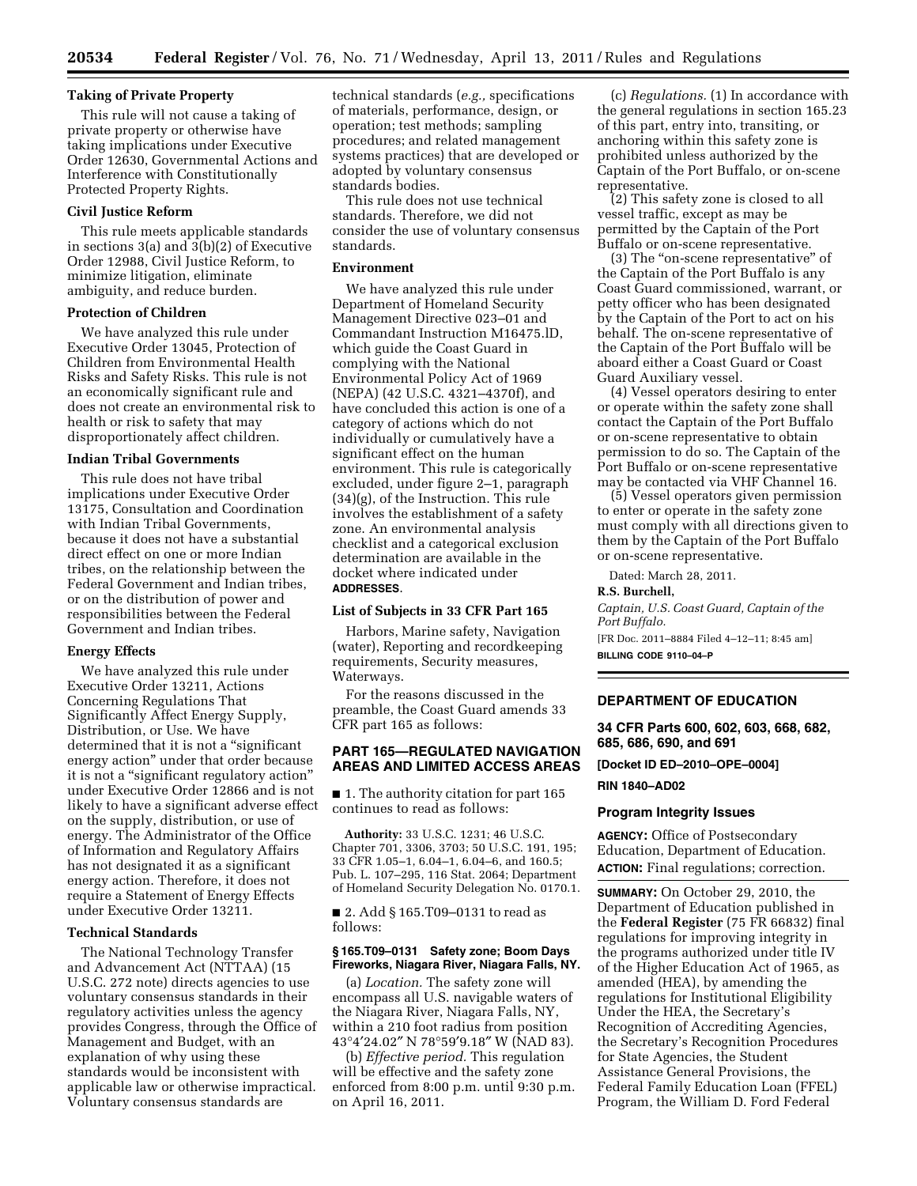**Taking of Private Property**

This rule will not cause a taking of private property or otherwise have taking implications under Executive Order 12630, Governmental Actions and Interference with Constitutionally Protected Property Rights.

**Civil Justice Reform**

This rule meets applicable standards in sections 3(a) and 3(b)(2) of Executive Order 12988, Civil Justice Reform, to minimize litigation, eliminate ambiguity, and reduce burden.

**Protection of Children**

We have analyzed this rule under Executive Order 13045, Protection of Children from Environmental Health Risks and Safety Risks. This rule is not an economically significant rule and does not create an environmental risk to health or risk to safety that may disproportionately affect children.

**Indian Tribal Governments**

This rule does not have tribal implications under Executive Order 13175, Consultation and Coordination with Indian Tribal Governments, because it does not have a substantial direct effect on one or more Indian tribes, on the relationship between the Federal Government and Indian tribes, or on the distribution of power and responsibilities between the Federal Government and Indian tribes.

**Energy Effects**

We have analyzed this rule under Executive Order 13211, Actions Concerning Regulations That Significantly Affect Energy Supply, Distribution, or Use. We have determined that it is not a "significant energy action" under that order because it is not a "significant regulatory action" under Executive Order 12866 and is not likely to have a significant adverse effect on the supply, distribution, or use of energy. The Administrator of the Office of Information and Regulatory Affairs has not designated it as a significant energy action. Therefore, it does not require a Statement of Energy Effects under Executive Order 13211.

**Technical Standards**

The National Technology Transfer and Advancement Act (NTTAA) (15 U.S.C. 272 note) directs agencies to use voluntary consensus standards in their regulatory activities unless the agency provides Congress, through the Office of Management and Budget, with an explanation of why using these standards would be inconsistent with applicable law or otherwise impractical. Voluntary consensus standards are technical standards (*e.g.,* specifications of materials, performance, design, or operation; test methods; sampling procedures; and related management systems practices) that are developed or adopted by voluntary consensus standards bodies.

This rule does not use technical standards. Therefore, we did not consider the use of voluntary consensus standards.

**Environment**

We have analyzed this rule under Department of Homeland Security Management Directive 023–01 and Commandant Instruction M16475.lD, which guide the Coast Guard in complying with the National Environmental Policy Act of 1969 (NEPA) (42 U.S.C. 4321–4370f), and have concluded this action is one of a category of actions which do not individually or cumulatively have a significant effect on the human environment. This rule is categorically excluded, under figure 2–1, paragraph (34)(g), of the Instruction. This rule involves the establishment of a safety zone. An environmental analysis checklist and a categorical exclusion determination are available in the docket where indicated under **ADDRESSES**.

**List of Subjects in 33 CFR Part 165**

Harbors, Marine safety, Navigation (water), Reporting and recordkeeping requirements, Security measures, Waterways.

For the reasons discussed in the preamble, the Coast Guard amends 33 CFR part 165 as follows:

## PART 165—REGULATED NAVIGATION AREAS AND LIMITED ACCESS AREAS

■ 1. The authority citation for part 165 continues to read as follows:

**Authority:** 33 U.S.C. 1231; 46 U.S.C. Chapter 701, 3306, 3703; 50 U.S.C. 191, 195; 33 CFR 1.05–1, 6.04–1, 6.04–6, and 160.5; Pub. L. 107–295, 116 Stat. 2064; Department of Homeland Security Delegation No. 0170.1.

■ 2. Add § 165.T09–0131 to read as follows:

**§ 165.T09–0131 Safety zone; Boom Days Fireworks, Niagara River, Niagara Falls, NY.**

(a) *Location.* The safety zone will encompass all U.S. navigable waters of the Niagara River, Niagara Falls, NY, within a 210 foot radius from position 43°4′24.02″ N 78°59′9.18″ W (NAD 83).

(b) *Effective period.* This regulation will be effective and the safety zone enforced from 8:00 p.m. until 9:30 p.m. on April 16, 2011.

(c) *Regulations.* (1) In accordance with the general regulations in section 165.23 of this part, entry into, transiting, or anchoring within this safety zone is prohibited unless authorized by the Captain of the Port Buffalo, or on-scene representative.

(2) This safety zone is closed to all vessel traffic, except as may be permitted by the Captain of the Port Buffalo or on-scene representative.

(3) The "on-scene representative" of the Captain of the Port Buffalo is any Coast Guard commissioned, warrant, or petty officer who has been designated by the Captain of the Port to act on his behalf. The on-scene representative of the Captain of the Port Buffalo will be aboard either a Coast Guard or Coast Guard Auxiliary vessel.

(4) Vessel operators desiring to enter or operate within the safety zone shall contact the Captain of the Port Buffalo or on-scene representative to obtain permission to do so. The Captain of the Port Buffalo or on-scene representative may be contacted via VHF Channel 16.

(5) Vessel operators given permission to enter or operate in the safety zone must comply with all directions given to them by the Captain of the Port Buffalo or on-scene representative.

Dated: March 28, 2011.

**R.S. Burchell,**

*Captain, U.S. Coast Guard, Captain of the Port Buffalo.*

[FR Doc. 2011–8884 Filed 4–12–11; 8:45 am]

**BILLING CODE 9110–04–P**

## DEPARTMENT OF EDUCATION

### 34 CFR Parts 600, 602, 603, 668, 682, 685, 686, 690, and 691

**[Docket ID ED–2010–OPE–0004]**

**RIN 1840–AD02**

### Program Integrity Issues

**AGENCY:** Office of Postsecondary Education, Department of Education.

**ACTION:** Final regulations; correction.

**SUMMARY:** On October 29, 2010, the Department of Education published in the **Federal Register** (75 FR 66832) final regulations for improving integrity in the programs authorized under title IV of the Higher Education Act of 1965, as amended (HEA), by amending the regulations for Institutional Eligibility Under the HEA, the Secretary's Recognition of Accrediting Agencies, the Secretary's Recognition Procedures for State Agencies, the Student Assistance General Provisions, the Federal Family Education Loan (FFEL) Program, the William D. Ford Federal